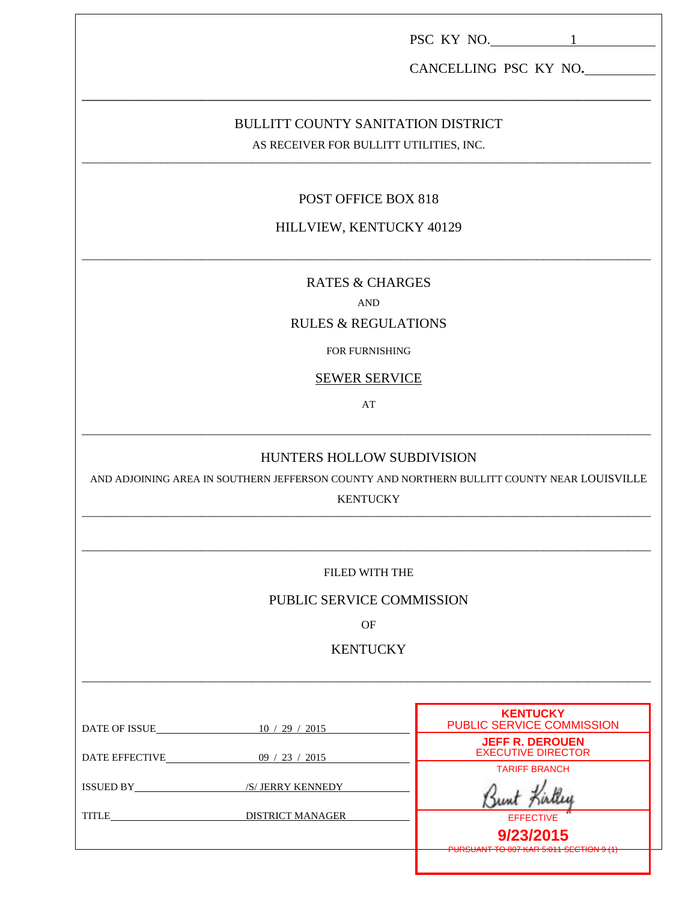PSC KY NO. 1

CANCELLING PSC KY NO.

---

# BULLITT COUNTY SANITATION DISTRICT

AS RECEIVER FOR BULLITT UTILITIES, INC.

---

POST OFFICE BOX 818

HILLVIEW, KENTUCKY 40129

---

## RATES & CHARGES

AND

## RULES & REGULATIONS

FOR FURNISHING

SEWER SERVICE

AT

---

## HUNTERS HOLLOW SUBDIVISION

AND ADJOINING AREA IN SOUTHERN JEFFERSON COUNTY AND NORTHERN BULLITT COUNTY NEAR LOUISVILLE KENTUCKY

---

FILED WITH THE

PUBLIC SERVICE COMMISSION

OF

KENTUCKY

---

DATE OF ISSUE 10 / 29 / 2015

DATE EFFECTIVE 09 / 23 / 2015

ISSUED BY /S/ JERRY KENNEDY

TITLE DISTRICT MANAGER

**KENTUCKY**
PUBLIC SERVICE COMMISSION

**JEFF R. DEROUEN**
EXECUTIVE DIRECTOR

TARIFF BRANCH

Bunt Kirtley

EFFECTIVE

**9/23/2015**

~~PURSUANT TO 807 KAR 5:011 SECTION 9 (1)~~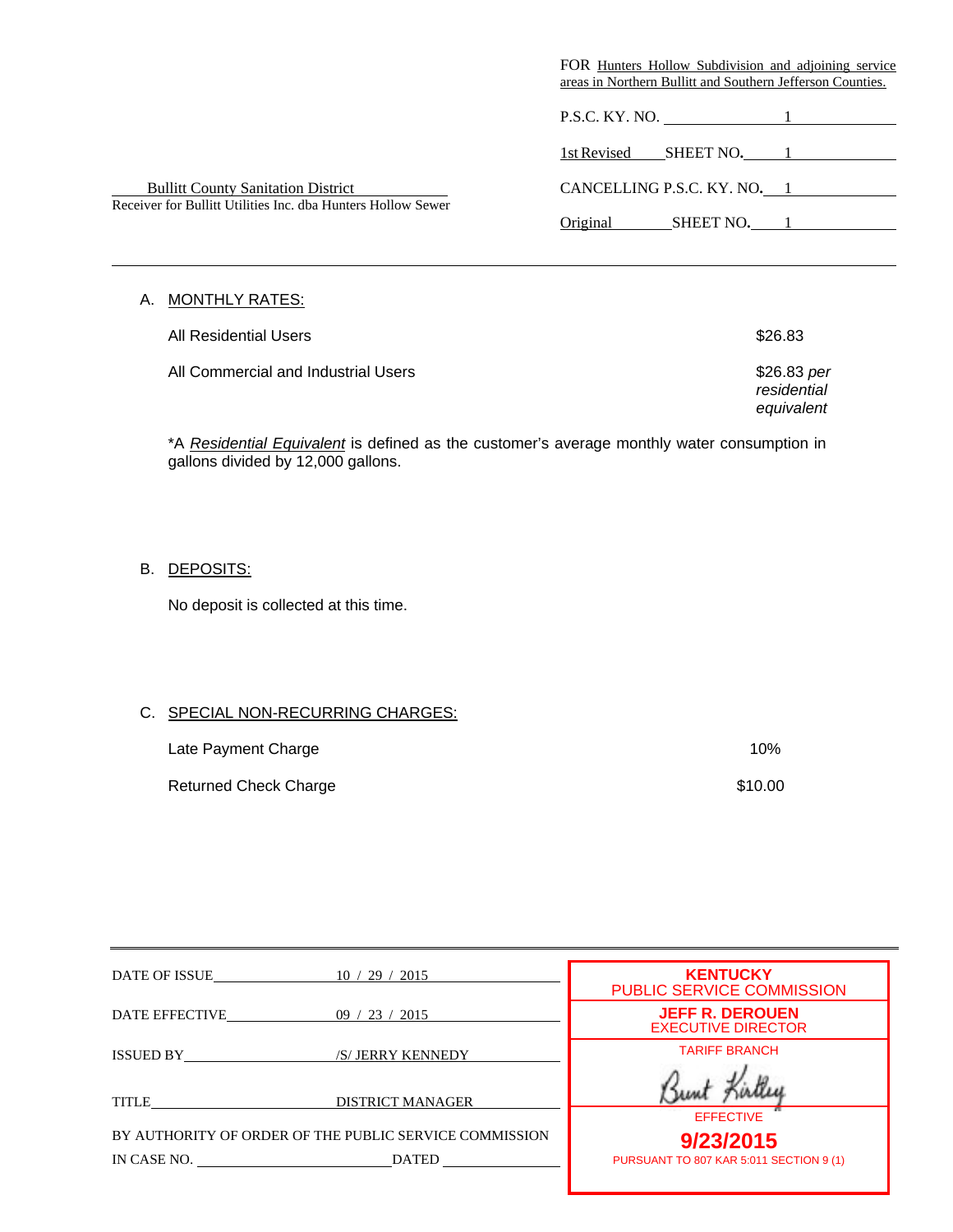FOR Hunters Hollow Subdivision and adjoining service areas in Northern Bullitt and Southern Jefferson Counties.

P.S.C. KY. NO. 1

1st Revised SHEET NO. 1

CANCELLING P.S.C. KY. NO. 1

Original SHEET NO. 1

Bullitt County Sanitation District
Receiver for Bullitt Utilities Inc. dba Hunters Hollow Sewer

---

## A. MONTHLY RATES:

| | |
|---|---|
| All Residential Users | $26.83 |
| All Commercial and Industrial Users | $26.83 *per residential equivalent* |

*A *Residential Equivalent* is defined as the customer's average monthly water consumption in gallons divided by 12,000 gallons.

## B. DEPOSITS:

No deposit is collected at this time.

## C. SPECIAL NON-RECURRING CHARGES:

| | |
|---|---|
| Late Payment Charge | 10% |
| Returned Check Charge | $10.00 |

---

DATE OF ISSUE 10 / 29 / 2015

DATE EFFECTIVE 09 / 23 / 2015

ISSUED BY /S/ JERRY KENNEDY

TITLE DISTRICT MANAGER

BY AUTHORITY OF ORDER OF THE PUBLIC SERVICE COMMISSION

IN CASE NO. ____________ DATED ____________

**KENTUCKY**
PUBLIC SERVICE COMMISSION

**JEFF R. DEROUEN**
EXECUTIVE DIRECTOR

TARIFF BRANCH

Bunt Kirtley

EFFECTIVE

**9/23/2015**

PURSUANT TO 807 KAR 5:011 SECTION 9 (1)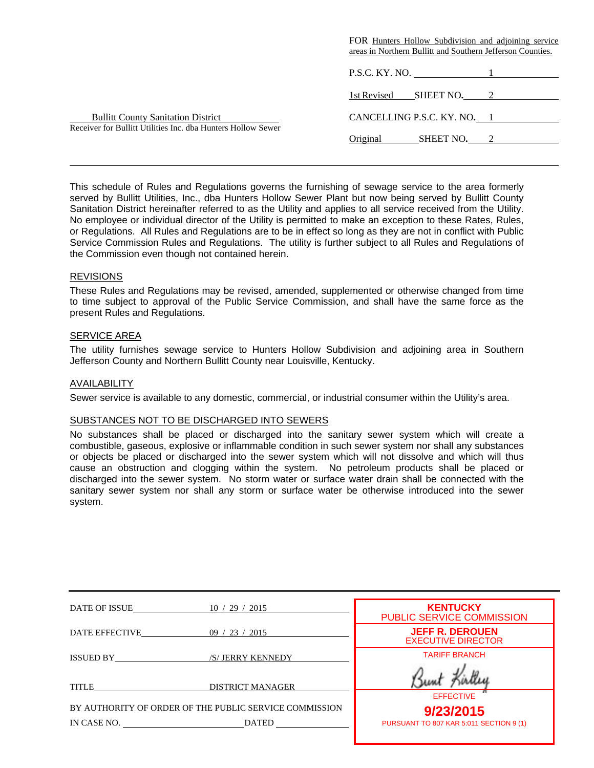FOR Hunters Hollow Subdivision and adjoining service areas in Northern Bullitt and Southern Jefferson Counties.

P.S.C. KY. NO. 1

1st Revised SHEET NO. 2

CANCELLING P.S.C. KY. NO. 1

Original SHEET NO. 2

Bullitt County Sanitation District
Receiver for Bullitt Utilities Inc. dba Hunters Hollow Sewer

---

This schedule of Rules and Regulations governs the furnishing of sewage service to the area formerly served by Bullitt Utilities, Inc., dba Hunters Hollow Sewer Plant but now being served by Bullitt County Sanitation District hereinafter referred to as the Utility and applies to all service received from the Utility. No employee or individual director of the Utility is permitted to make an exception to these Rates, Rules, or Regulations. All Rules and Regulations are to be in effect so long as they are not in conflict with Public Service Commission Rules and Regulations. The utility is further subject to all Rules and Regulations of the Commission even though not contained herein.

## REVISIONS

These Rules and Regulations may be revised, amended, supplemented or otherwise changed from time to time subject to approval of the Public Service Commission, and shall have the same force as the present Rules and Regulations.

## SERVICE AREA

The utility furnishes sewage service to Hunters Hollow Subdivision and adjoining area in Southern Jefferson County and Northern Bullitt County near Louisville, Kentucky.

## AVAILABILITY

Sewer service is available to any domestic, commercial, or industrial consumer within the Utility's area.

## SUBSTANCES NOT TO BE DISCHARGED INTO SEWERS

No substances shall be placed or discharged into the sanitary sewer system which will create a combustible, gaseous, explosive or inflammable condition in such sewer system nor shall any substances or objects be placed or discharged into the sewer system which will not dissolve and which will thus cause an obstruction and clogging within the system. No petroleum products shall be placed or discharged into the sewer system. No storm water or surface water drain shall be connected with the sanitary sewer system nor shall any storm or surface water be otherwise introduced into the sewer system.

---

DATE OF ISSUE 10 / 29 / 2015

DATE EFFECTIVE 09 / 23 / 2015

ISSUED BY /S/ JERRY KENNEDY

TITLE DISTRICT MANAGER

BY AUTHORITY OF ORDER OF THE PUBLIC SERVICE COMMISSION
IN CASE NO. ______ DATED ______

KENTUCKY
PUBLIC SERVICE COMMISSION
JEFF R. DEROUEN
EXECUTIVE DIRECTOR
TARIFF BRANCH
EFFECTIVE
9/23/2015
PURSUANT TO 807 KAR 5:011 SECTION 9 (1)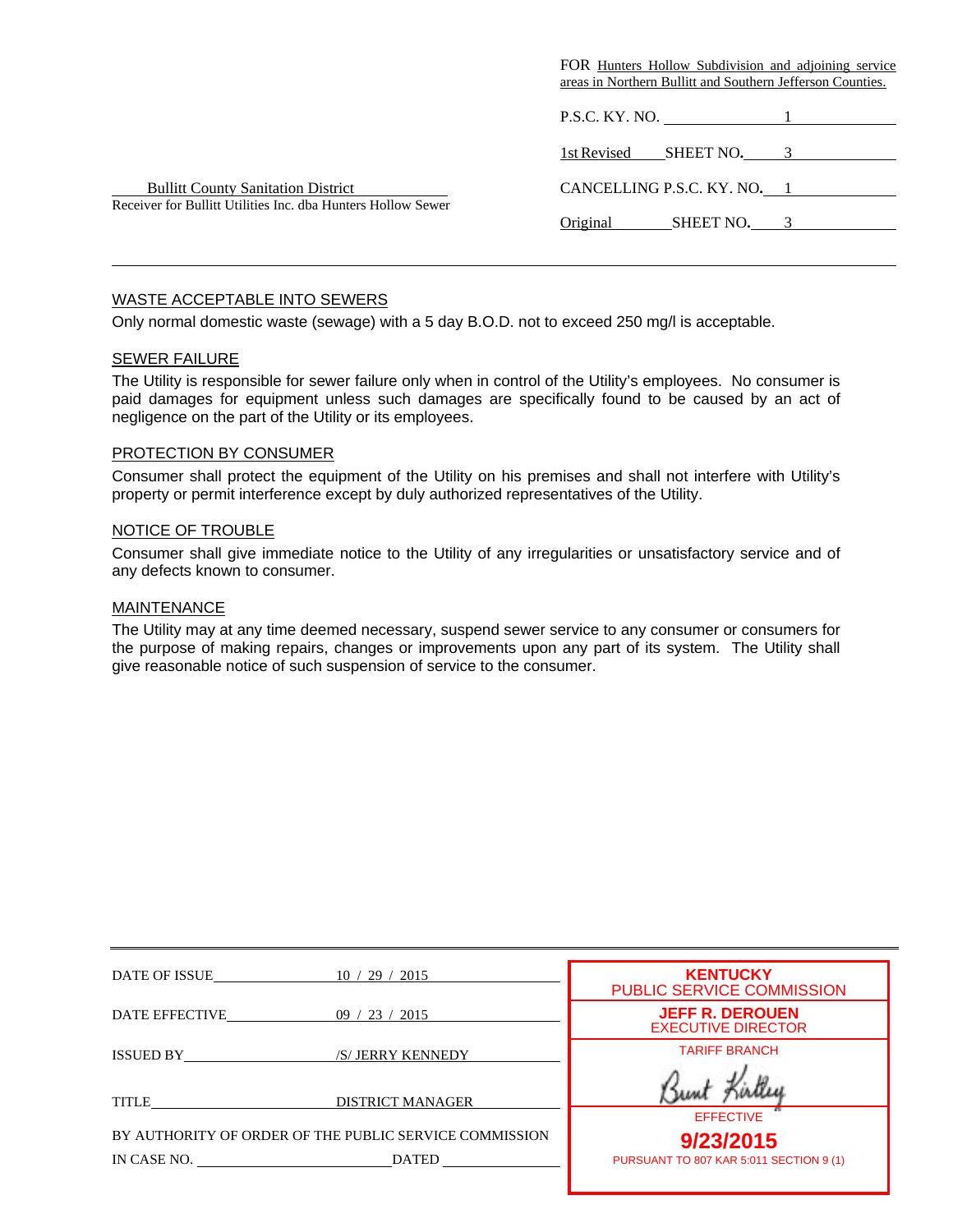FOR Hunters Hollow Subdivision and adjoining service areas in Northern Bullitt and Southern Jefferson Counties.

P.S.C. KY. NO. 1

1st Revised SHEET NO. 3

CANCELLING P.S.C. KY. NO. 1

Original SHEET NO. 3

Bullitt County Sanitation District
Receiver for Bullitt Utilities Inc. dba Hunters Hollow Sewer

---

WASTE ACCEPTABLE INTO SEWERS

Only normal domestic waste (sewage) with a 5 day B.O.D. not to exceed 250 mg/l is acceptable.

SEWER FAILURE

The Utility is responsible for sewer failure only when in control of the Utility's employees. No consumer is paid damages for equipment unless such damages are specifically found to be caused by an act of negligence on the part of the Utility or its employees.

PROTECTION BY CONSUMER

Consumer shall protect the equipment of the Utility on his premises and shall not interfere with Utility's property or permit interference except by duly authorized representatives of the Utility.

NOTICE OF TROUBLE

Consumer shall give immediate notice to the Utility of any irregularities or unsatisfactory service and of any defects known to consumer.

MAINTENANCE

The Utility may at any time deemed necessary, suspend sewer service to any consumer or consumers for the purpose of making repairs, changes or improvements upon any part of its system. The Utility shall give reasonable notice of such suspension of service to the consumer.

---

DATE OF ISSUE 10 / 29 / 2015

DATE EFFECTIVE 09 / 23 / 2015

ISSUED BY /S/ JERRY KENNEDY

TITLE DISTRICT MANAGER

BY AUTHORITY OF ORDER OF THE PUBLIC SERVICE COMMISSION

IN CASE NO. ____ DATED ____

**KENTUCKY**
PUBLIC SERVICE COMMISSION

**JEFF R. DEROUEN**
EXECUTIVE DIRECTOR

TARIFF BRANCH

Bunt Kirtley

EFFECTIVE

**9/23/2015**

PURSUANT TO 807 KAR 5:011 SECTION 9 (1)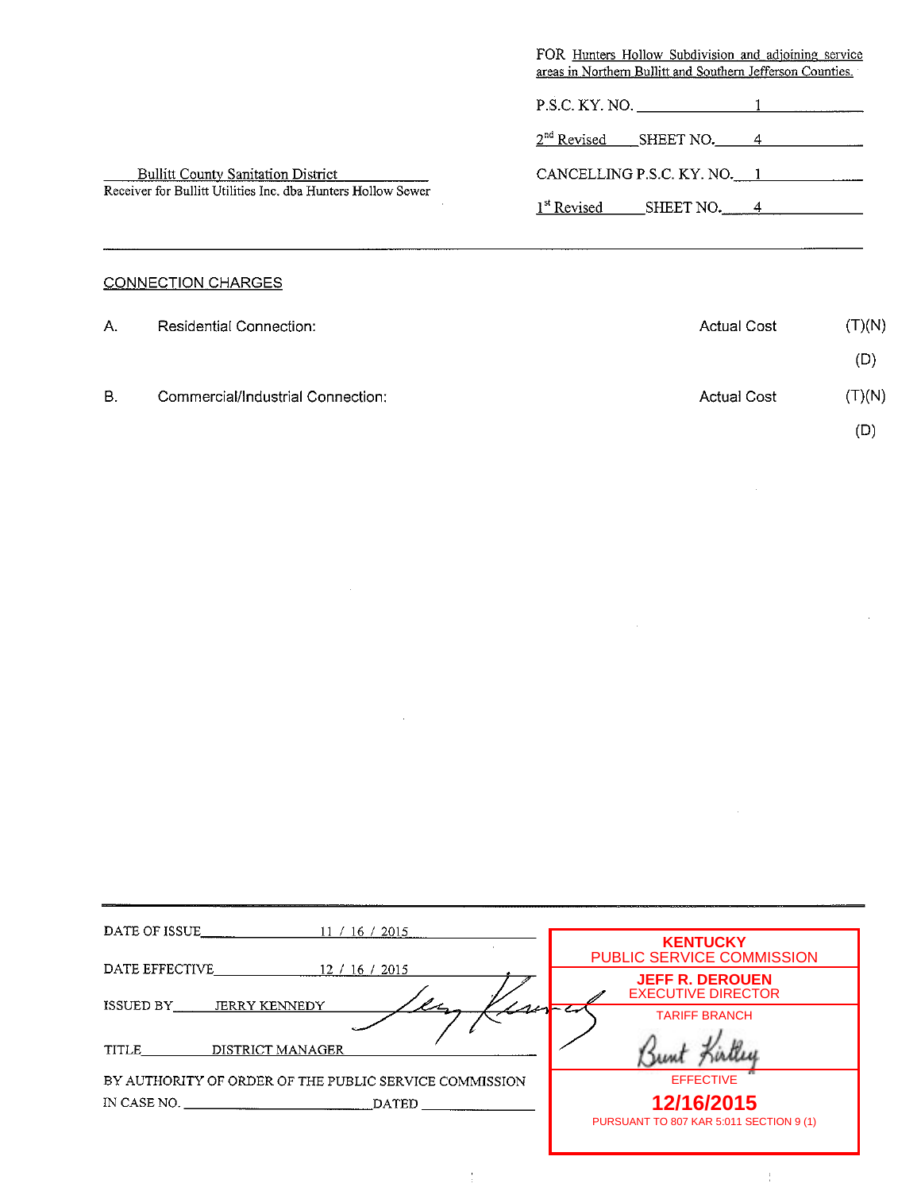FOR Hunters Hollow Subdivision and adjoining service areas in Northern Bullitt and Southern Jefferson Counties.

P.S.C. KY. NO. 1

2nd Revised SHEET NO. 4

CANCELLING P.S.C. KY. NO. 1

1st Revised SHEET NO. 4

Bullitt County Sanitation District
Receiver for Bullitt Utilities Inc. dba Hunters Hollow Sewer

---

## CONNECTION CHARGES

| | | | |
|---|---|---|---|
| A. | Residential Connection: | Actual Cost | (T)(N) |
| | | | (D) |
| B. | Commercial/Industrial Connection: | Actual Cost | (T)(N) |
| | | | (D) |

---

DATE OF ISSUE 11 / 16 / 2015

DATE EFFECTIVE 12 / 16 / 2015

ISSUED BY JERRY KENNEDY

TITLE DISTRICT MANAGER

BY AUTHORITY OF ORDER OF THE PUBLIC SERVICE COMMISSION
IN CASE NO. ______________ DATED ______________

**KENTUCKY**
PUBLIC SERVICE COMMISSION

**JEFF R. DEROUEN**
EXECUTIVE DIRECTOR

TARIFF BRANCH

EFFECTIVE

**12/16/2015**

PURSUANT TO 807 KAR 5:011 SECTION 9 (1)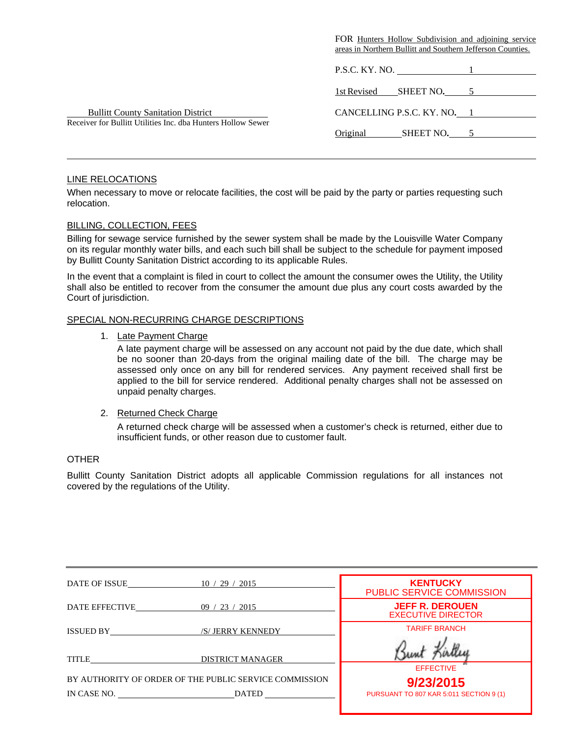FOR Hunters Hollow Subdivision and adjoining service areas in Northern Bullitt and Southern Jefferson Counties.

P.S.C. KY. NO. 1

1st Revised SHEET NO. 5

Bullitt County Sanitation District
Receiver for Bullitt Utilities Inc. dba Hunters Hollow Sewer

CANCELLING P.S.C. KY. NO. 1

Original SHEET NO. 5

---

LINE RELOCATIONS

When necessary to move or relocate facilities, the cost will be paid by the party or parties requesting such relocation.

BILLING, COLLECTION, FEES

Billing for sewage service furnished by the sewer system shall be made by the Louisville Water Company on its regular monthly water bills, and each such bill shall be subject to the schedule for payment imposed by Bullitt County Sanitation District according to its applicable Rules.

In the event that a complaint is filed in court to collect the amount the consumer owes the Utility, the Utility shall also be entitled to recover from the consumer the amount due plus any court costs awarded by the Court of jurisdiction.

SPECIAL NON-RECURRING CHARGE DESCRIPTIONS

1. Late Payment Charge

   A late payment charge will be assessed on any account not paid by the due date, which shall be no sooner than 20-days from the original mailing date of the bill. The charge may be assessed only once on any bill for rendered services. Any payment received shall first be applied to the bill for service rendered. Additional penalty charges shall not be assessed on unpaid penalty charges.

2. Returned Check Charge

   A returned check charge will be assessed when a customer's check is returned, either due to insufficient funds, or other reason due to customer fault.

OTHER

Bullitt County Sanitation District adopts all applicable Commission regulations for all instances not covered by the regulations of the Utility.

---

DATE OF ISSUE 10 / 29 / 2015

DATE EFFECTIVE 09 / 23 / 2015

ISSUED BY /S/ JERRY KENNEDY

TITLE DISTRICT MANAGER

BY AUTHORITY OF ORDER OF THE PUBLIC SERVICE COMMISSION

IN CASE NO. ____ DATED ____

KENTUCKY
PUBLIC SERVICE COMMISSION

JEFF R. DEROUEN
EXECUTIVE DIRECTOR

TARIFF BRANCH

Bunt Kirtley

EFFECTIVE

9/23/2015

PURSUANT TO 807 KAR 5:011 SECTION 9 (1)